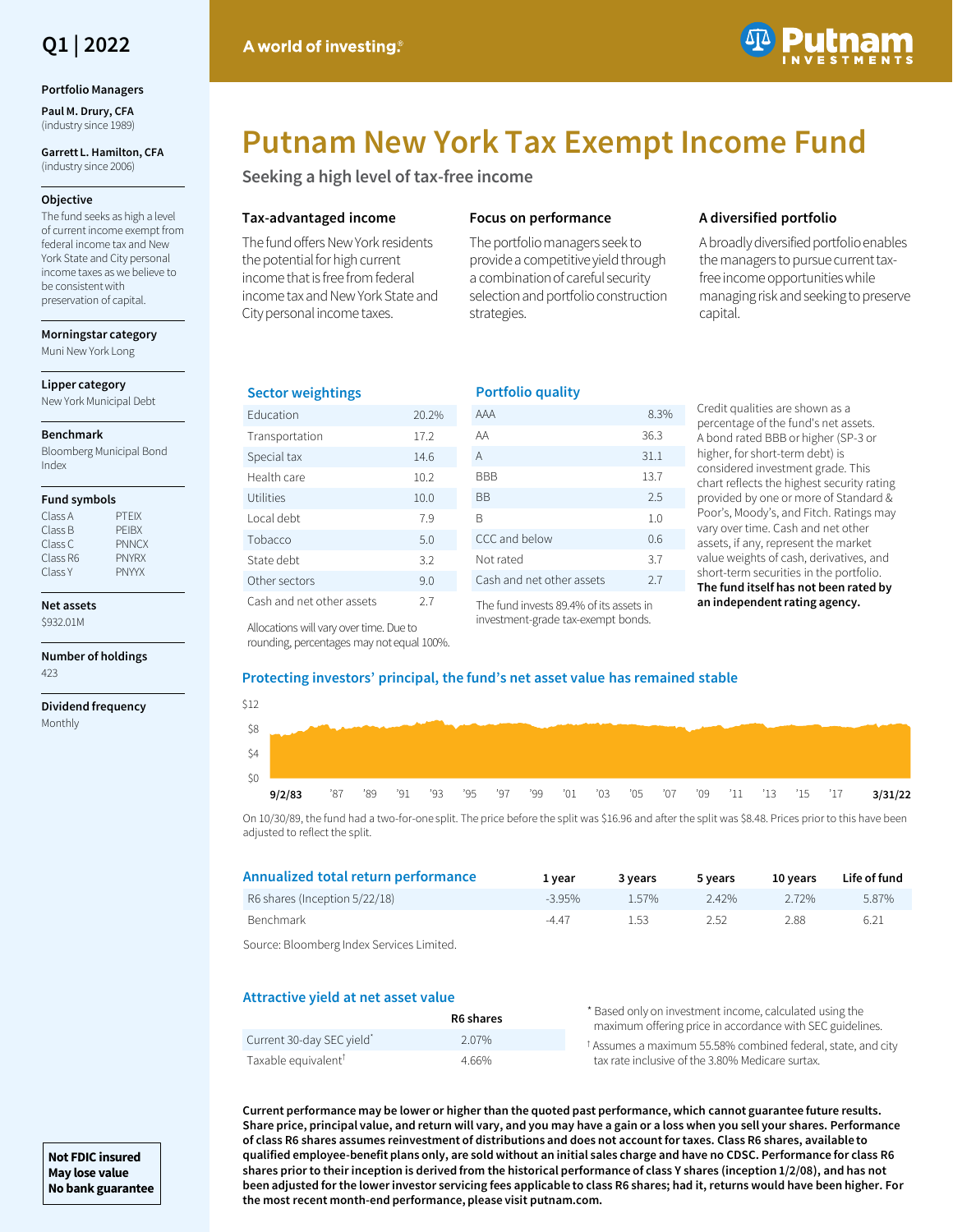Q1 | 2022

A world of investing.®

Putnam Investments

# Putnam New York Tax Exempt Income Fund

## Seeking a high level of tax-free income

### Tax-advantaged income

The fund offers New York residents the potential for high current income that is free from federal income tax and New York State and City personal income taxes.

### Focus on performance

The portfolio managers seek to provide a competitive yield through a combination of careful security selection and portfolio construction strategies.

### A diversified portfolio

A broadly diversified portfolio enables the managers to pursue current tax-free income opportunities while managing risk and seeking to preserve capital.

**Portfolio Managers**

**Paul M. Drury, CFA** (industry since 1989)

**Garrett L. Hamilton, CFA** (industry since 2006)

**Objective**

The fund seeks as high a level of current income exempt from federal income tax and New York State and City personal income taxes as we believe to be consistent with preservation of capital.

**Morningstar category**

Muni New York Long

**Lipper category**

New York Municipal Debt

**Benchmark**

Bloomberg Municipal Bond Index

**Fund symbols**

| Class | Symbol |
|---|---|
| Class A | PTEIX |
| Class B | PEIBX |
| Class C | PNNCX |
| Class R6 | PNYRX |
| Class Y | PNYYX |

**Net assets**

$932.01M

**Number of holdings**

423

**Dividend frequency**

Monthly

### Sector weightings

| Sector | % |
|---|---|
| Education | 20.2% |
| Transportation | 17.2 |
| Special tax | 14.6 |
| Health care | 10.2 |
| Utilities | 10.0 |
| Local debt | 7.9 |
| Tobacco | 5.0 |
| State debt | 3.2 |
| Other sectors | 9.0 |
| Cash and net other assets | 2.7 |

Allocations will vary over time. Due to rounding, percentages may not equal 100%.

### Portfolio quality

| Rating | % |
|---|---|
| AAA | 8.3% |
| AA | 36.3 |
| A | 31.1 |
| BBB | 13.7 |
| BB | 2.5 |
| B | 1.0 |
| CCC and below | 0.6 |
| Not rated | 3.7 |
| Cash and net other assets | 2.7 |

The fund invests 89.4% of its assets in investment-grade tax-exempt bonds.

Credit qualities are shown as a percentage of the fund's net assets. A bond rated BBB or higher (SP-3 or higher, for short-term debt) is considered investment grade. This chart reflects the highest security rating provided by one or more of Standard & Poor's, Moody's, and Fitch. Ratings may vary over time. Cash and net other assets, if any, represent the market value weights of cash, derivatives, and short-term securities in the portfolio. **The fund itself has not been rated by an independent rating agency.**

### Protecting investors' principal, the fund's net asset value has remained stable

On 10/30/89, the fund had a two-for-one split. The price before the split was $16.96 and after the split was $8.48. Prices prior to this have been adjusted to reflect the split.

### Annualized total return performance

| | 1 year | 3 years | 5 years | 10 years | Life of fund |
|---|---|---|---|---|---|
| R6 shares (Inception 5/22/18) | -3.95% | 1.57% | 2.42% | 2.72% | 5.87% |
| Benchmark | -4.47 | 1.53 | 2.52 | 2.88 | 6.21 |

Source: Bloomberg Index Services Limited.

### Attractive yield at net asset value

| | R6 shares |
|---|---|
| Current 30-day SEC yield* | 2.07% |
| Taxable equivalent† | 4.66% |

\* Based only on investment income, calculated using the maximum offering price in accordance with SEC guidelines.

† Assumes a maximum 55.58% combined federal, state, and city tax rate inclusive of the 3.80% Medicare surtax.

**Current performance may be lower or higher than the quoted past performance, which cannot guarantee future results. Share price, principal value, and return will vary, and you may have a gain or a loss when you sell your shares. Performance of class R6 shares assumes reinvestment of distributions and does not account for taxes. Class R6 shares, available to qualified employee-benefit plans only, are sold without an initial sales charge and have no CDSC. Performance for class R6 shares prior to their inception is derived from the historical performance of class Y shares (inception 1/2/08), and has not been adjusted for the lower investor servicing fees applicable to class R6 shares; had it, returns would have been higher. For the most recent month-end performance, please visit putnam.com.**

**Not FDIC insured**
**May lose value**
**No bank guarantee**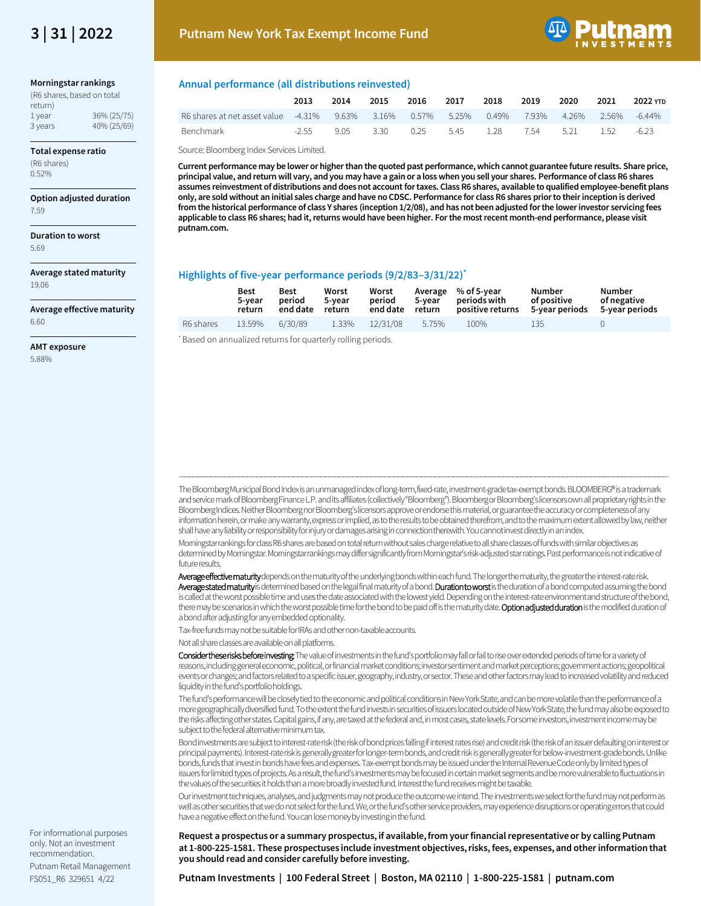**3 | 31 | 2022**

## Putnam New York Tax Exempt Income Fund

**Morningstar rankings**

(R6 shares, based on total return)

| | |
|---|---|
| 1 year | 36% (25/75) |
| 3 years | 40% (25/69) |

**Total expense ratio**

(R6 shares)
0.52%

**Option adjusted duration**

7.59

**Duration to worst**

5.69

**Average stated maturity**

19.06

**Average effective maturity**

6.60

**AMT exposure**

5.88%

### Annual performance (all distributions reinvested)

| | 2013 | 2014 | 2015 | 2016 | 2017 | 2018 | 2019 | 2020 | 2021 | 2022 YTD |
|---|---|---|---|---|---|---|---|---|---|---|
| R6 shares at net asset value | -4.31% | 9.63% | 3.16% | 0.57% | 5.25% | 0.49% | 7.93% | 4.26% | 2.56% | -6.44% |
| Benchmark | -2.55 | 9.05 | 3.30 | 0.25 | 5.45 | 1.28 | 7.54 | 5.21 | 1.52 | -6.23 |

Source: Bloomberg Index Services Limited.

**Current performance may be lower or higher than the quoted past performance, which cannot guarantee future results. Share price, principal value, and return will vary, and you may have a gain or a loss when you sell your shares. Performance of class R6 shares assumes reinvestment of distributions and does not account for taxes. Class R6 shares, available to qualified employee-benefit plans only, are sold without an initial sales charge and have no CDSC. Performance for class R6 shares prior to their inception is derived from the historical performance of class Y shares (inception 1/2/08), and has not been adjusted for the lower investor servicing fees applicable to class R6 shares; had it, returns would have been higher. For the most recent month-end performance, please visit putnam.com.**

### Highlights of five-year performance periods (9/2/83–3/31/22)*

| | Best 5-year return | Best period end date | Worst 5-year return | Worst period end date | Average 5-year return | % of 5-year periods with positive returns | Number of positive 5-year periods | Number of negative 5-year periods |
|---|---|---|---|---|---|---|---|---|
| R6 shares | 13.59% | 6/30/89 | 1.33% | 12/31/08 | 5.75% | 100% | 135 | 0 |

\* Based on annualized returns for quarterly rolling periods.

The Bloomberg Municipal Bond Index is an unmanaged index of long-term, fixed-rate, investment-grade tax-exempt bonds. BLOOMBERG® is a trademark and service mark of Bloomberg Finance L.P. and its affiliates (collectively "Bloomberg"). Bloomberg or Bloomberg's licensors own all proprietary rights in the Bloomberg Indices. Neither Bloomberg nor Bloomberg's licensors approve or endorse this material, or guarantee the accuracy or completeness of any information herein, or make any warranty, express or implied, as to the results to be obtained therefrom, and to the maximum extent allowed by law, neither shall have any liability or responsibility for injury or damages arising in connection therewith. You cannot invest directly in an index.

Morningstar rankings for class R6 shares are based on total return without sales charge relative to all share classes of funds with similar objectives as determined by Morningstar. Morningstar rankings may differ significantly from Morningstar's risk-adjusted star ratings. Past performance is not indicative of future results.

**Average effective maturity** depends on the maturity of the underlying bonds within each fund. The longer the maturity, the greater the interest-rate risk. **Average stated maturity** is determined based on the legal final maturity of a bond. **Duration to worst** is the duration of a bond computed assuming the bond is called at the worst possible time and uses the date associated with the lowest yield. Depending on the interest-rate environment and structure of the bond, there may be scenarios in which the worst possible time for the bond to be paid off is the maturity date. **Option adjusted duration** is the modified duration of a bond after adjusting for any embedded optionality.

Tax-free funds may not be suitable for IRAs and other non-taxable accounts.

Not all share classes are available on all platforms.

**Consider these risks before investing:** The value of investments in the fund's portfolio may fall or fail to rise over extended periods of time for a variety of reasons, including general economic, political, or financial market conditions; investor sentiment and market perceptions; government actions; geopolitical events or changes; and factors related to a specific issuer, geography, industry, or sector. These and other factors may lead to increased volatility and reduced liquidity in the fund's portfolio holdings.

The fund's performance will be closely tied to the economic and political conditions in New York State, and can be more volatile than the performance of a more geographically diversified fund. To the extent the fund invests in securities of issuers located outside of New York State, the fund may also be exposed to the risks affecting other states. Capital gains, if any, are taxed at the federal and, in most cases, state levels. For some investors, investment income may be subject to the federal alternative minimum tax.

Bond investments are subject to interest-rate risk (the risk of bond prices falling if interest rates rise) and credit risk (the risk of an issuer defaulting on interest or principal payments). Interest-rate risk is generally greater for longer-term bonds, and credit risk is generally greater for below-investment-grade bonds. Unlike bonds, funds that invest in bonds have fees and expenses. Tax-exempt bonds may be issued under the Internal Revenue Code only by limited types of issuers for limited types of projects. As a result, the fund's investments may be focused in certain market segments and be more vulnerable to fluctuations in the values of the securities it holds than a more broadly invested fund. Interest the fund receives might be taxable.

Our investment techniques, analyses, and judgments may not produce the outcome we intend. The investments we select for the fund may not perform as well as other securities that we do not select for the fund. We, or the fund's other service providers, may experience disruptions or operating errors that could have a negative effect on the fund. You can lose money by investing in the fund.

**Request a prospectus or a summary prospectus, if available, from your financial representative or by calling Putnam at 1-800-225-1581. These prospectuses include investment objectives, risks, fees, expenses, and other information that you should read and consider carefully before investing.**

For informational purposes only. Not an investment recommendation.

Putnam Retail Management

FS051_R6 329651 4/22

**Putnam Investments | 100 Federal Street | Boston, MA 02110 | 1-800-225-1581 | putnam.com**